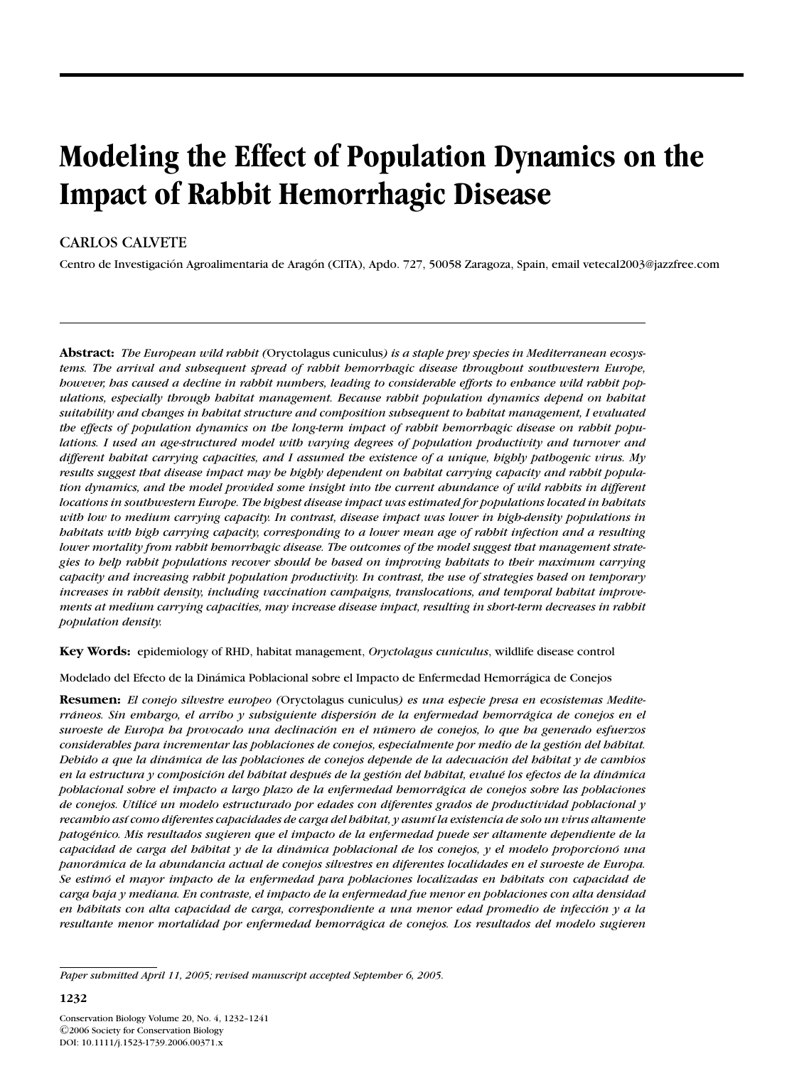# Modeling the Effect of Population Dynamics on the Impact of Rabbit Hemorrhagic Disease

CARLOS CALVETE

Centro de Investigación Agroalimentaria de Aragón (CITA), Apdo. 727, 50058 Zaragoza, Spain, email vetecal2003@jazzfree.com

**Abstract:** *The European wild rabbit (*Oryctolagus cuniculus*) is a staple prey species in Mediterranean ecosystems. The arrival and subsequent spread of rabbit hemorrhagic disease throughout southwestern Europe, however, has caused a decline in rabbit numbers, leading to considerable efforts to enhance wild rabbit populations, especially through habitat management. Because rabbit population dynamics depend on habitat suitability and changes in habitat structure and composition subsequent to habitat management, I evaluated the effects of population dynamics on the long-term impact of rabbit hemorrhagic disease on rabbit populations. I used an age-structured model with varying degrees of population productivity and turnover and different habitat carrying capacities, and I assumed the existence of a unique, highly pathogenic virus. My results suggest that disease impact may be highly dependent on habitat carrying capacity and rabbit population dynamics, and the model provided some insight into the current abundance of wild rabbits in different locations in southwestern Europe. The highest disease impact was estimated for populations located in habitats with low to medium carrying capacity. In contrast, disease impact was lower in high-density populations in habitats with high carrying capacity, corresponding to a lower mean age of rabbit infection and a resulting lower mortality from rabbit hemorrhagic disease. The outcomes of the model suggest that management strategies to help rabbit populations recover should be based on improving habitats to their maximum carrying capacity and increasing rabbit population productivity. In contrast, the use of strategies based on temporary increases in rabbit density, including vaccination campaigns, translocations, and temporal habitat improvements at medium carrying capacities, may increase disease impact, resulting in short-term decreases in rabbit population density.*

**Key Words:** epidemiology of RHD, habitat management, *Oryctolagus cuniculus*, wildlife disease control

Modelado del Efecto de la Dinámica Poblacional sobre el Impacto de Enfermedad Hemorrágica de Conejos

**Resumen:** *El conejo silvestre europeo (*Oryctolagus cuniculus*) es una especie presa en ecosistemas Mediterráneos. Sin embargo, el arribo y subsiguiente dispersión de la enfermedad hemorrágica de conejos en el suroeste de Europa ha provocado una declinación en el número de conejos, lo que ha generado esfuerzos considerables para incrementar las poblaciones de conejos, especialmente por medio de la gestión del hábitat. Debido a que la dinámica de las poblaciones de conejos depende de la adecuación del hábitat y de cambios en la estructura y composición del hábitat después de la gestión del hábitat, evalué los efectos de la dinámica poblacional sobre el impacto a largo plazo de la enfermedad hemorrágica de conejos sobre las poblaciones de conejos. Utilicé un modelo estructurado por edades con diferentes grados de productividad poblacional y recambio así como diferentes capacidades de carga del hábitat, y asumí la existencia de solo un virus altamente patogénico. Mis resultados sugieren que el impacto de la enfermedad puede ser altamente dependiente de la capacidad de carga del hábitat y de la dinámica poblacional de los conejos, y el modelo proporcionó una panorámica de la abundancia actual de conejos silvestres en diferentes localidades en el suroeste de Europa. Se estimó el mayor impacto de la enfermedad para poblaciones localizadas en hábitats con capacidad de carga baja y mediana. En contraste, el impacto de la enfermedad fue menor en poblaciones con alta densidad en hábitats con alta capacidad de carga, correspondiente a una menor edad promedio de infección y a la resultante menor mortalidad por enfermedad hemorrágica de conejos. Los resultados del modelo sugieren*

*Paper submitted April 11, 2005; revised manuscript accepted September 6, 2005.*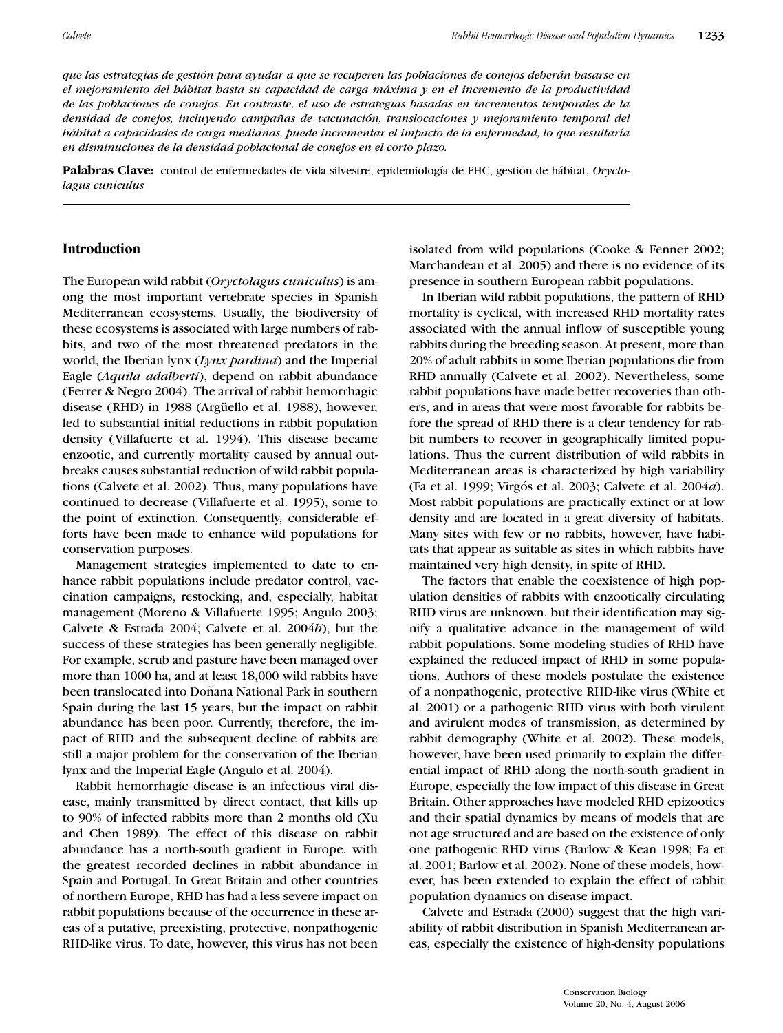*que las estrategias de gestión para ayudar a que se recuperen las poblaciones de conejos deberán basarse en el mejoramiento del hábitat hasta su capacidad de carga máxima y en el incremento de la productividad de las poblaciones de conejos. En contraste, el uso de estrategias basadas en incrementos temporales de la densidad de conejos, incluyendo campañas de vacunación, translocaciones y mejoramiento temporal del hábitat a capacidades de carga medianas, puede incrementar el impacto de la enfermedad, lo que resultaría en disminuciones de la densidad poblacional de conejos en el corto plazo.*

**Palabras Clave:** control de enfermedades de vida silvestre, epidemiología de EHC, gestión de hábitat, *Oryctolagus cuniculus*

## Introduction

The European wild rabbit (*Oryctolagus cuniculus*) is among the most important vertebrate species in Spanish Mediterranean ecosystems. Usually, the biodiversity of these ecosystems is associated with large numbers of rabbits, and two of the most threatened predators in the world, the Iberian lynx (*Lynx pardina*) and the Imperial Eagle (*Aquila adalberti*), depend on rabbit abundance (Ferrer & Negro 2004). The arrival of rabbit hemorrhagic disease (RHD) in 1988 (Argüello et al. 1988), however, led to substantial initial reductions in rabbit population density (Villafuerte et al. 1994). This disease became enzootic, and currently mortality caused by annual outbreaks causes substantial reduction of wild rabbit populations (Calvete et al. 2002). Thus, many populations have continued to decrease (Villafuerte et al. 1995), some to the point of extinction. Consequently, considerable efforts have been made to enhance wild populations for conservation purposes.

Management strategies implemented to date to enhance rabbit populations include predator control, vaccination campaigns, restocking, and, especially, habitat management (Moreno & Villafuerte 1995; Angulo 2003; Calvete & Estrada 2004; Calvete et al. 2004*b*), but the success of these strategies has been generally negligible. For example, scrub and pasture have been managed over more than 1000 ha, and at least 18,000 wild rabbits have been translocated into Doñana National Park in southern Spain during the last 15 years, but the impact on rabbit abundance has been poor. Currently, therefore, the impact of RHD and the subsequent decline of rabbits are still a major problem for the conservation of the Iberian lynx and the Imperial Eagle (Angulo et al. 2004).

Rabbit hemorrhagic disease is an infectious viral disease, mainly transmitted by direct contact, that kills up to 90% of infected rabbits more than 2 months old (Xu and Chen 1989). The effect of this disease on rabbit abundance has a north-south gradient in Europe, with the greatest recorded declines in rabbit abundance in Spain and Portugal. In Great Britain and other countries of northern Europe, RHD has had a less severe impact on rabbit populations because of the occurrence in these areas of a putative, preexisting, protective, nonpathogenic RHD-like virus. To date, however, this virus has not been isolated from wild populations (Cooke & Fenner 2002; Marchandeau et al. 2005) and there is no evidence of its presence in southern European rabbit populations.

In Iberian wild rabbit populations, the pattern of RHD mortality is cyclical, with increased RHD mortality rates associated with the annual inflow of susceptible young rabbits during the breeding season. At present, more than 20% of adult rabbits in some Iberian populations die from RHD annually (Calvete et al. 2002). Nevertheless, some rabbit populations have made better recoveries than others, and in areas that were most favorable for rabbits before the spread of RHD there is a clear tendency for rabbit numbers to recover in geographically limited populations. Thus the current distribution of wild rabbits in Mediterranean areas is characterized by high variability (Fa et al. 1999; Virgós et al. 2003; Calvete et al. 2004*a*). Most rabbit populations are practically extinct or at low density and are located in a great diversity of habitats. Many sites with few or no rabbits, however, have habitats that appear as suitable as sites in which rabbits have maintained very high density, in spite of RHD.

The factors that enable the coexistence of high population densities of rabbits with enzootically circulating RHD virus are unknown, but their identification may signify a qualitative advance in the management of wild rabbit populations. Some modeling studies of RHD have explained the reduced impact of RHD in some populations. Authors of these models postulate the existence of a nonpathogenic, protective RHD-like virus (White et al. 2001) or a pathogenic RHD virus with both virulent and avirulent modes of transmission, as determined by rabbit demography (White et al. 2002). These models, however, have been used primarily to explain the differential impact of RHD along the north-south gradient in Europe, especially the low impact of this disease in Great Britain. Other approaches have modeled RHD epizootics and their spatial dynamics by means of models that are not age structured and are based on the existence of only one pathogenic RHD virus (Barlow & Kean 1998; Fa et al. 2001; Barlow et al. 2002). None of these models, however, has been extended to explain the effect of rabbit population dynamics on disease impact.

Calvete and Estrada (2000) suggest that the high variability of rabbit distribution in Spanish Mediterranean areas, especially the existence of high-density populations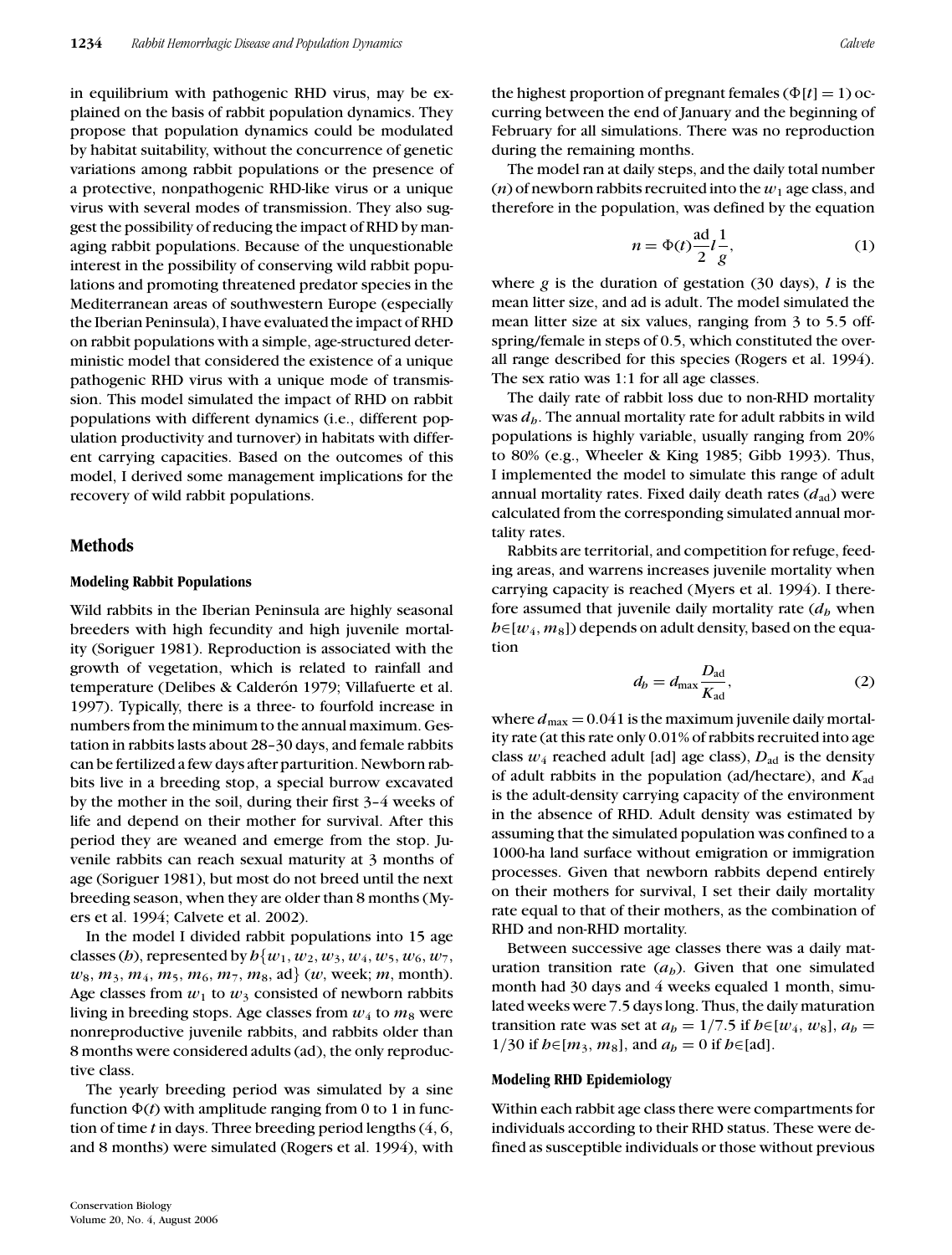in equilibrium with pathogenic RHD virus, may be explained on the basis of rabbit population dynamics. They propose that population dynamics could be modulated by habitat suitability, without the concurrence of genetic variations among rabbit populations or the presence of a protective, nonpathogenic RHD-like virus or a unique virus with several modes of transmission. They also suggest the possibility of reducing the impact of RHD by managing rabbit populations. Because of the unquestionable interest in the possibility of conserving wild rabbit populations and promoting threatened predator species in the Mediterranean areas of southwestern Europe (especially the Iberian Peninsula), I have evaluated the impact of RHD on rabbit populations with a simple, age-structured deterministic model that considered the existence of a unique pathogenic RHD virus with a unique mode of transmission. This model simulated the impact of RHD on rabbit populations with different dynamics (i.e., different population productivity and turnover) in habitats with different carrying capacities. Based on the outcomes of this model, I derived some management implications for the recovery of wild rabbit populations.

## Methods

### Modeling Rabbit Populations

Wild rabbits in the Iberian Peninsula are highly seasonal breeders with high fecundity and high juvenile mortality (Soriguer 1981). Reproduction is associated with the growth of vegetation, which is related to rainfall and temperature (Delibes & Calderón 1979; Villafuerte et al. 1997). Typically, there is a three- to fourfold increase in numbers from the minimum to the annual maximum. Gestation in rabbits lasts about 28–30 days, and female rabbits can be fertilized a few days after parturition. Newborn rabbits live in a breeding stop, a special burrow excavated by the mother in the soil, during their first 3–4 weeks of life and depend on their mother for survival. After this period they are weaned and emerge from the stop. Juvenile rabbits can reach sexual maturity at 3 months of age (Soriguer 1981), but most do not breed until the next breeding season, when they are older than 8 months (Myers et al. 1994; Calvete et al. 2002).

In the model I divided rabbit populations into 15 age classes ($h$), represented by $h\{w_1, w_2, w_3, w_4, w_5, w_6, w_7, w_8, m_3, m_4, m_5, m_6, m_7, m_8, \text{ad}\}$ ($w$, week; $m$, month). Age classes from $w_1$ to $w_3$ consisted of newborn rabbits living in breeding stops. Age classes from $w_4$ to $m_8$ were nonreproductive juvenile rabbits, and rabbits older than 8 months were considered adults (ad), the only reproductive class.

The yearly breeding period was simulated by a sine function $\Phi(t)$ with amplitude ranging from 0 to 1 in function of time $t$ in days. Three breeding period lengths (4, 6, and 8 months) were simulated (Rogers et al. 1994), with the highest proportion of pregnant females ($\Phi[t] = 1$) occurring between the end of January and the beginning of February for all simulations. There was no reproduction during the remaining months.

The model ran at daily steps, and the daily total number ($n$) of newborn rabbits recruited into the $w_1$ age class, and therefore in the population, was defined by the equation

$$n = \Phi(t)\frac{\text{ad}}{2}l\frac{1}{g}, \tag{1}$$

where $g$ is the duration of gestation (30 days), $l$ is the mean litter size, and ad is adult. The model simulated the mean litter size at six values, ranging from 3 to 5.5 offspring/female in steps of 0.5, which constituted the overall range described for this species (Rogers et al. 1994). The sex ratio was 1:1 for all age classes.

The daily rate of rabbit loss due to non-RHD mortality was $d_h$. The annual mortality rate for adult rabbits in wild populations is highly variable, usually ranging from 20% to 80% (e.g., Wheeler & King 1985; Gibb 1993). Thus, I implemented the model to simulate this range of adult annual mortality rates. Fixed daily death rates ($d_{\text{ad}}$) were calculated from the corresponding simulated annual mortality rates.

Rabbits are territorial, and competition for refuge, feeding areas, and warrens increases juvenile mortality when carrying capacity is reached (Myers et al. 1994). I therefore assumed that juvenile daily mortality rate ($d_h$ when $h \in [w_4, m_8]$) depends on adult density, based on the equation

$$d_h = d_{\max}\frac{D_{\text{ad}}}{K_{\text{ad}}}, \tag{2}$$

where $d_{\max} = 0.041$ is the maximum juvenile daily mortality rate (at this rate only 0.01% of rabbits recruited into age class $w_4$ reached adult [ad] age class), $D_{\text{ad}}$ is the density of adult rabbits in the population (ad/hectare), and $K_{\text{ad}}$ is the adult-density carrying capacity of the environment in the absence of RHD. Adult density was estimated by assuming that the simulated population was confined to a 1000-ha land surface without emigration or immigration processes. Given that newborn rabbits depend entirely on their mothers for survival, I set their daily mortality rate equal to that of their mothers, as the combination of RHD and non-RHD mortality.

Between successive age classes there was a daily maturation transition rate ($a_h$). Given that one simulated month had 30 days and 4 weeks equaled 1 month, simulated weeks were 7.5 days long. Thus, the daily maturation transition rate was set at $a_h = 1/7.5$ if $h \in [w_4, w_8]$, $a_h = 1/30$ if $h \in [m_3, m_8]$, and $a_h = 0$ if $h \in [\text{ad}]$.

### Modeling RHD Epidemiology

Within each rabbit age class there were compartments for individuals according to their RHD status. These were defined as susceptible individuals or those without previous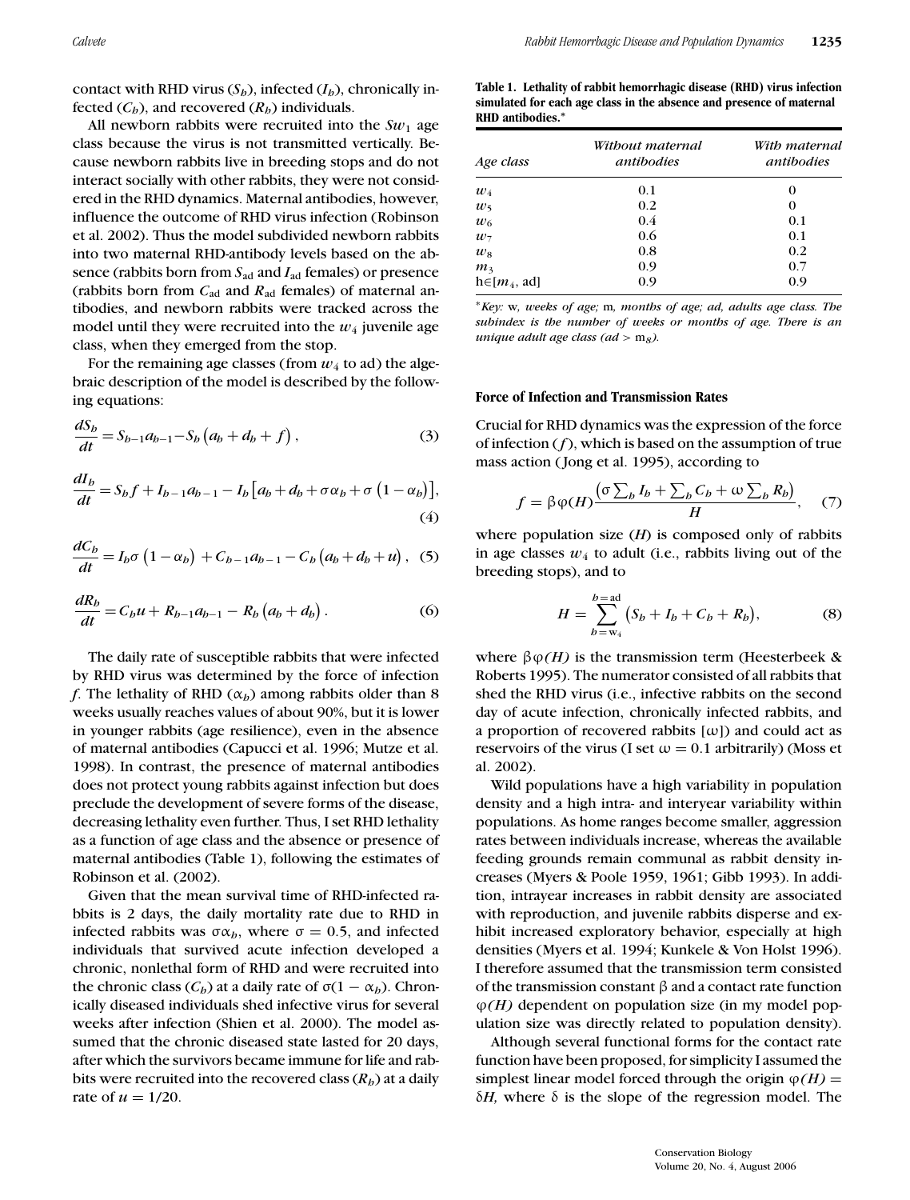contact with RHD virus ($S_h$), infected ($I_h$), chronically infected ($C_h$), and recovered ($R_h$) individuals.

All newborn rabbits were recruited into the $Sw_1$ age class because the virus is not transmitted vertically. Because newborn rabbits live in breeding stops and do not interact socially with other rabbits, they were not considered in the RHD dynamics. Maternal antibodies, however, influence the outcome of RHD virus infection (Robinson et al. 2002). Thus the model subdivided newborn rabbits into two maternal RHD-antibody levels based on the absence (rabbits born from $S_{\text{ad}}$ and $I_{\text{ad}}$ females) or presence (rabbits born from $C_{\text{ad}}$ and $R_{\text{ad}}$ females) of maternal antibodies, and newborn rabbits were tracked across the model until they were recruited into the $w_4$ juvenile age class, when they emerged from the stop.

For the remaining age classes (from $w_4$ to ad) the algebraic description of the model is described by the following equations:

$$\frac{dS_h}{dt} = S_{h-1}a_{h-1} - S_h\left(a_h + d_h + f\right), \tag{3}$$

$$\frac{dI_h}{dt} = S_h f + I_{h-1}a_{h-1} - I_h\left[a_h + d_h + \sigma\alpha_h + \sigma\left(1 - \alpha_h\right)\right], \tag{4}$$

$$\frac{dC_h}{dt} = I_h\sigma\left(1 - \alpha_h\right) + C_{h-1}a_{h-1} - C_h\left(a_h + d_h + u\right), \tag{5}$$

$$\frac{dR_h}{dt} = C_h u + R_{h-1}a_{h-1} - R_h\left(a_h + d_h\right). \tag{6}$$

The daily rate of susceptible rabbits that were infected by RHD virus was determined by the force of infection *f*. The lethality of RHD ($\alpha_h$) among rabbits older than 8 weeks usually reaches values of about 90%, but it is lower in younger rabbits (age resilience), even in the absence of maternal antibodies (Capucci et al. 1996; Mutze et al. 1998). In contrast, the presence of maternal antibodies does not protect young rabbits against infection but does preclude the development of severe forms of the disease, decreasing lethality even further. Thus, I set RHD lethality as a function of age class and the absence or presence of maternal antibodies (Table 1), following the estimates of Robinson et al. (2002).

Given that the mean survival time of RHD-infected rabbits is 2 days, the daily mortality rate due to RHD in infected rabbits was $\sigma\alpha_h$, where $\sigma = 0.5$, and infected individuals that survived acute infection developed a chronic, nonlethal form of RHD and were recruited into the chronic class ($C_h$) at a daily rate of $\sigma(1 - \alpha_h)$. Chronically diseased individuals shed infective virus for several weeks after infection (Shien et al. 2000). The model assumed that the chronic diseased state lasted for 20 days, after which the survivors became immune for life and rabbits were recruited into the recovered class ($R_h$) at a daily rate of $u = 1/20$.

**Table 1. Lethality of rabbit hemorrhagic disease (RHD) virus infection simulated for each age class in the absence and presence of maternal RHD antibodies.***

| Age class | Without maternal antibodies | With maternal antibodies |
|---|---|---|
| $w_4$ | 0.1 | 0 |
| $w_5$ | 0.2 | 0 |
| $w_6$ | 0.4 | 0.1 |
| $w_7$ | 0.6 | 0.1 |
| $w_8$ | 0.8 | 0.2 |
| $m_3$ | 0.9 | 0.7 |
| $h \in [m_4, \text{ad}]$ | 0.9 | 0.9 |

**Key:* w*, weeks of age;* m*, months of age; ad, adults age class. The subindex is the number of weeks or months of age. There is an unique adult age class (ad > $m_8$).*

### Force of Infection and Transmission Rates

Crucial for RHD dynamics was the expression of the force of infection ($f$), which is based on the assumption of true mass action (Jong et al. 1995), according to

$$f = \beta\varphi(H)\frac{\left(\sigma\sum_h I_h + \sum_h C_h + \omega\sum_h R_h\right)}{H}, \tag{7}$$

where population size ($H$) is composed only of rabbits in age classes $w_4$ to adult (i.e., rabbits living out of the breeding stops), and to

$$H = \sum_{h=w_4}^{h=\text{ad}}\left(S_h + I_h + C_h + R_h\right), \tag{8}$$

where $\beta\varphi(H)$ is the transmission term (Heesterbeek & Roberts 1995). The numerator consisted of all rabbits that shed the RHD virus (i.e., infective rabbits on the second day of acute infection, chronically infected rabbits, and a proportion of recovered rabbits [$\omega$]) and could act as reservoirs of the virus (I set $\omega = 0.1$ arbitrarily) (Moss et al. 2002).

Wild populations have a high variability in population density and a high intra- and interyear variability within populations. As home ranges become smaller, aggression rates between individuals increase, whereas the available feeding grounds remain communal as rabbit density increases (Myers & Poole 1959, 1961; Gibb 1993). In addition, intrayear increases in rabbit density are associated with reproduction, and juvenile rabbits disperse and exhibit increased exploratory behavior, especially at high densities (Myers et al. 1994; Kunkele & Von Holst 1996). I therefore assumed that the transmission term consisted of the transmission constant $\beta$ and a contact rate function $\varphi(H)$ dependent on population size (in my model population size was directly related to population density).

Although several functional forms for the contact rate function have been proposed, for simplicity I assumed the simplest linear model forced through the origin $\varphi(H) = \delta H$, where $\delta$ is the slope of the regression model. The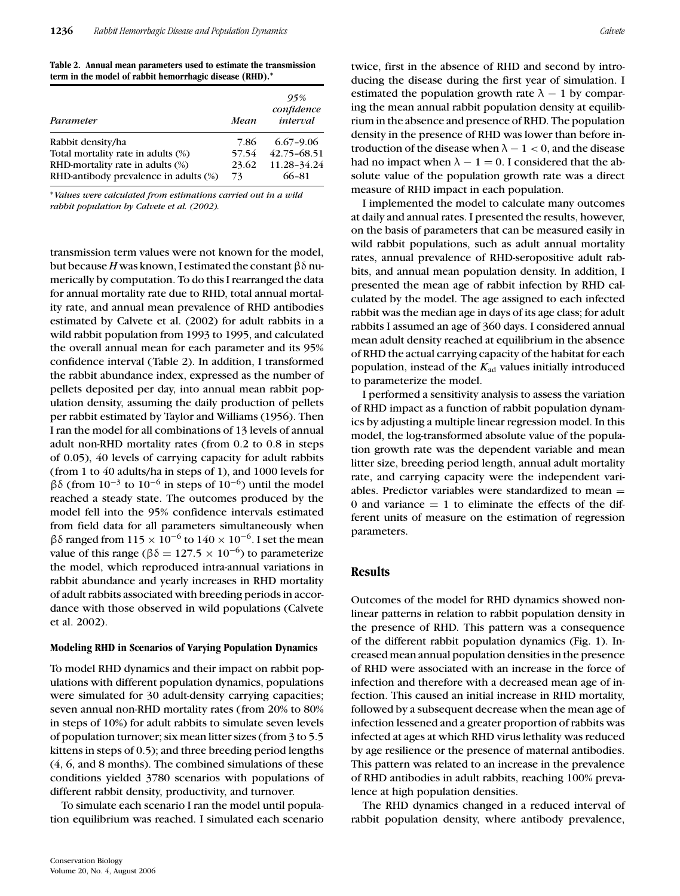**Table 2. Annual mean parameters used to estimate the transmission term in the model of rabbit hemorrhagic disease (RHD).***

| *Parameter* | *Mean* | *95% confidence interval* |
|---|---|---|
| Rabbit density/ha | 7.86 | 6.67–9.06 |
| Total mortality rate in adults (%) | 57.54 | 42.75–68.51 |
| RHD-mortality rate in adults (%) | 23.62 | 11.28–34.24 |
| RHD-antibody prevalence in adults (%) | 73 | 66–81 |

**Values were calculated from estimations carried out in a wild rabbit population by Calvete et al. (2002).*

transmission term values were not known for the model, but because $H$ was known, I estimated the constant $\beta\delta$ numerically by computation. To do this I rearranged the data for annual mortality rate due to RHD, total annual mortality rate, and annual mean prevalence of RHD antibodies estimated by Calvete et al. (2002) for adult rabbits in a wild rabbit population from 1993 to 1995, and calculated the overall annual mean for each parameter and its 95% confidence interval (Table 2). In addition, I transformed the rabbit abundance index, expressed as the number of pellets deposited per day, into annual mean rabbit population density, assuming the daily production of pellets per rabbit estimated by Taylor and Williams (1956). Then I ran the model for all combinations of 13 levels of annual adult non-RHD mortality rates (from 0.2 to 0.8 in steps of 0.05), 40 levels of carrying capacity for adult rabbits (from 1 to 40 adults/ha in steps of 1), and 1000 levels for $\beta\delta$ (from $10^{-3}$ to $10^{-6}$ in steps of $10^{-6}$) until the model reached a steady state. The outcomes produced by the model fell into the 95% confidence intervals estimated from field data for all parameters simultaneously when $\beta\delta$ ranged from $115 \times 10^{-6}$ to $140 \times 10^{-6}$. I set the mean value of this range ($\beta\delta = 127.5 \times 10^{-6}$) to parameterize the model, which reproduced intra-annual variations in rabbit abundance and yearly increases in RHD mortality of adult rabbits associated with breeding periods in accordance with those observed in wild populations (Calvete et al. 2002).

### Modeling RHD in Scenarios of Varying Population Dynamics

To model RHD dynamics and their impact on rabbit populations with different population dynamics, populations were simulated for 30 adult-density carrying capacities; seven annual non-RHD mortality rates (from 20% to 80% in steps of 10%) for adult rabbits to simulate seven levels of population turnover; six mean litter sizes (from 3 to 5.5 kittens in steps of 0.5); and three breeding period lengths (4, 6, and 8 months). The combined simulations of these conditions yielded 3780 scenarios with populations of different rabbit density, productivity, and turnover.

To simulate each scenario I ran the model until population equilibrium was reached. I simulated each scenario twice, first in the absence of RHD and second by introducing the disease during the first year of simulation. I estimated the population growth rate $\lambda - 1$ by comparing the mean annual rabbit population density at equilibrium in the absence and presence of RHD. The population density in the presence of RHD was lower than before introduction of the disease when $\lambda - 1 < 0$, and the disease had no impact when $\lambda - 1 = 0$. I considered that the absolute value of the population growth rate was a direct measure of RHD impact in each population.

I implemented the model to calculate many outcomes at daily and annual rates. I presented the results, however, on the basis of parameters that can be measured easily in wild rabbit populations, such as adult annual mortality rates, annual prevalence of RHD-seropositive adult rabbits, and annual mean population density. In addition, I presented the mean age of rabbit infection by RHD calculated by the model. The age assigned to each infected rabbit was the median age in days of its age class; for adult rabbits I assumed an age of 360 days. I considered annual mean adult density reached at equilibrium in the absence of RHD the actual carrying capacity of the habitat for each population, instead of the $K_{ad}$ values initially introduced to parameterize the model.

I performed a sensitivity analysis to assess the variation of RHD impact as a function of rabbit population dynamics by adjusting a multiple linear regression model. In this model, the log-transformed absolute value of the population growth rate was the dependent variable and mean litter size, breeding period length, annual adult mortality rate, and carrying capacity were the independent variables. Predictor variables were standardized to mean = 0 and variance = 1 to eliminate the effects of the different units of measure on the estimation of regression parameters.

## Results

Outcomes of the model for RHD dynamics showed nonlinear patterns in relation to rabbit population density in the presence of RHD. This pattern was a consequence of the different rabbit population dynamics (Fig. 1). Increased mean annual population densities in the presence of RHD were associated with an increase in the force of infection and therefore with a decreased mean age of infection. This caused an initial increase in RHD mortality, followed by a subsequent decrease when the mean age of infection lessened and a greater proportion of rabbits was infected at ages at which RHD virus lethality was reduced by age resilience or the presence of maternal antibodies. This pattern was related to an increase in the prevalence of RHD antibodies in adult rabbits, reaching 100% prevalence at high population densities.

The RHD dynamics changed in a reduced interval of rabbit population density, where antibody prevalence,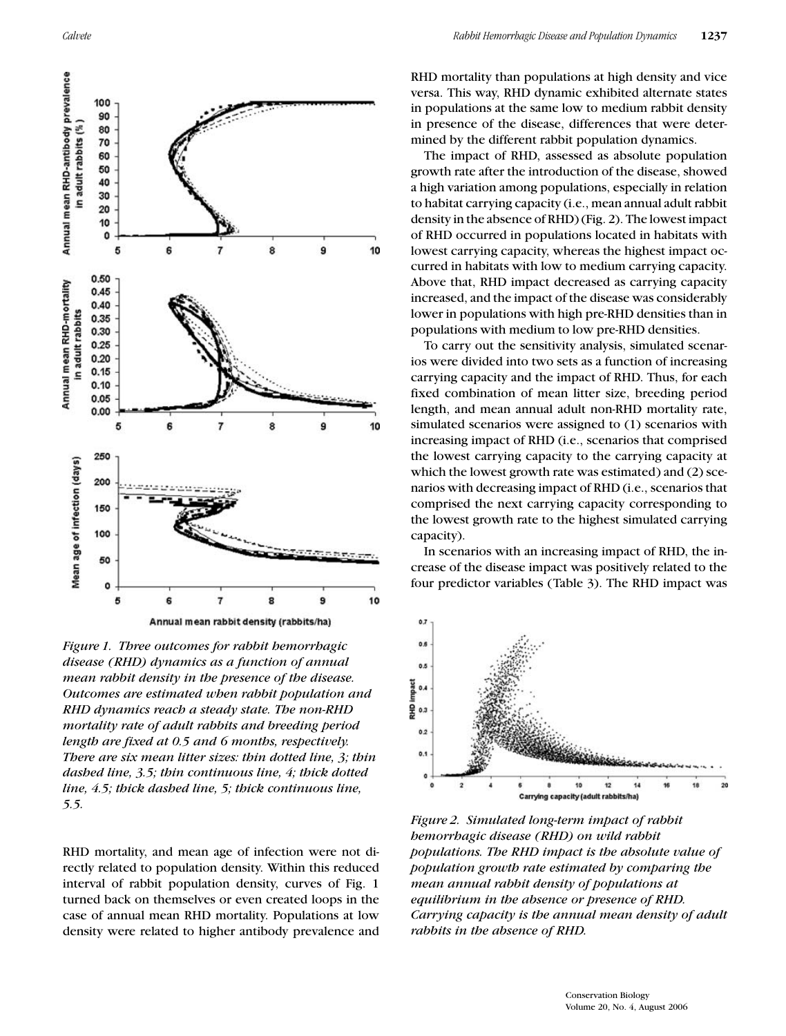*Figure 1. Three outcomes for rabbit hemorrhagic disease (RHD) dynamics as a function of annual mean rabbit density in the presence of the disease. Outcomes are estimated when rabbit population and RHD dynamics reach a steady state. The non-RHD mortality rate of adult rabbits and breeding period length are fixed at 0.5 and 6 months, respectively. There are six mean litter sizes: thin dotted line, 3; thin dashed line, 3.5; thin continuous line, 4; thick dotted line, 4.5; thick dashed line, 5; thick continuous line, 5.5.*

RHD mortality, and mean age of infection were not directly related to population density. Within this reduced interval of rabbit population density, curves of Fig. 1 turned back on themselves or even created loops in the case of annual mean RHD mortality. Populations at low density were related to higher antibody prevalence and RHD mortality than populations at high density and vice versa. This way, RHD dynamic exhibited alternate states in populations at the same low to medium rabbit density in presence of the disease, differences that were determined by the different rabbit population dynamics.

The impact of RHD, assessed as absolute population growth rate after the introduction of the disease, showed a high variation among populations, especially in relation to habitat carrying capacity (i.e., mean annual adult rabbit density in the absence of RHD) (Fig. 2). The lowest impact of RHD occurred in populations located in habitats with lowest carrying capacity, whereas the highest impact occurred in habitats with low to medium carrying capacity. Above that, RHD impact decreased as carrying capacity increased, and the impact of the disease was considerably lower in populations with high pre-RHD densities than in populations with medium to low pre-RHD densities.

To carry out the sensitivity analysis, simulated scenarios were divided into two sets as a function of increasing carrying capacity and the impact of RHD. Thus, for each fixed combination of mean litter size, breeding period length, and mean annual adult non-RHD mortality rate, simulated scenarios were assigned to (1) scenarios with increasing impact of RHD (i.e., scenarios that comprised the lowest carrying capacity to the carrying capacity at which the lowest growth rate was estimated) and (2) scenarios with decreasing impact of RHD (i.e., scenarios that comprised the next carrying capacity corresponding to the lowest growth rate to the highest simulated carrying capacity).

In scenarios with an increasing impact of RHD, the increase of the disease impact was positively related to the four predictor variables (Table 3). The RHD impact was

*Figure 2. Simulated long-term impact of rabbit hemorrhagic disease (RHD) on wild rabbit populations. The RHD impact is the absolute value of population growth rate estimated by comparing the mean annual rabbit density of populations at equilibrium in the absence or presence of RHD. Carrying capacity is the annual mean density of adult rabbits in the absence of RHD.*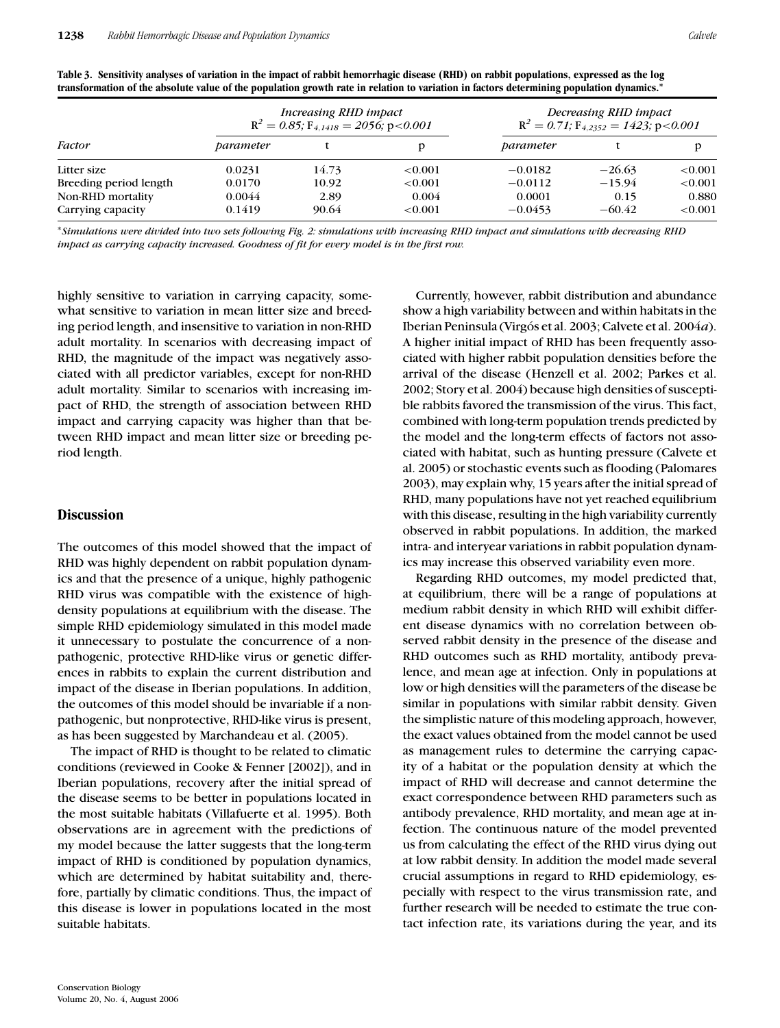**Table 3. Sensitivity analyses of variation in the impact of rabbit hemorrhagic disease (RHD) on rabbit populations, expressed as the log transformation of the absolute value of the population growth rate in relation to variation in factors determining population dynamics.***

| Factor | *Increasing RHD impact* $R^2 = 0.85$; $F_{4,1418} = 2056$; $p<0.001$ | | | *Decreasing RHD impact* $R^2 = 0.71$; $F_{4,2352} = 1423$; $p<0.001$ | | |
|---|---|---|---|---|---|---|
| | *parameter* | t | p | *parameter* | t | p |
| Litter size | 0.0231 | 14.73 | <0.001 | −0.0182 | −26.63 | <0.001 |
| Breeding period length | 0.0170 | 10.92 | <0.001 | −0.0112 | −15.94 | <0.001 |
| Non-RHD mortality | 0.0044 | 2.89 | 0.004 | 0.0001 | 0.15 | 0.880 |
| Carrying capacity | 0.1419 | 90.64 | <0.001 | −0.0453 | −60.42 | <0.001 |

**Simulations were divided into two sets following Fig. 2: simulations with increasing RHD impact and simulations with decreasing RHD impact as carrying capacity increased. Goodness of fit for every model is in the first row.*

highly sensitive to variation in carrying capacity, somewhat sensitive to variation in mean litter size and breeding period length, and insensitive to variation in non-RHD adult mortality. In scenarios with decreasing impact of RHD, the magnitude of the impact was negatively associated with all predictor variables, except for non-RHD adult mortality. Similar to scenarios with increasing impact of RHD, the strength of association between RHD impact and carrying capacity was higher than that between RHD impact and mean litter size or breeding period length.

## Discussion

The outcomes of this model showed that the impact of RHD was highly dependent on rabbit population dynamics and that the presence of a unique, highly pathogenic RHD virus was compatible with the existence of high-density populations at equilibrium with the disease. The simple RHD epidemiology simulated in this model made it unnecessary to postulate the concurrence of a nonpathogenic, protective RHD-like virus or genetic differences in rabbits to explain the current distribution and impact of the disease in Iberian populations. In addition, the outcomes of this model should be invariable if a nonpathogenic, but nonprotective, RHD-like virus is present, as has been suggested by Marchandeau et al. (2005).

The impact of RHD is thought to be related to climatic conditions (reviewed in Cooke & Fenner [2002]), and in Iberian populations, recovery after the initial spread of the disease seems to be better in populations located in the most suitable habitats (Villafuerte et al. 1995). Both observations are in agreement with the predictions of my model because the latter suggests that the long-term impact of RHD is conditioned by population dynamics, which are determined by habitat suitability and, therefore, partially by climatic conditions. Thus, the impact of this disease is lower in populations located in the most suitable habitats.

Currently, however, rabbit distribution and abundance show a high variability between and within habitats in the Iberian Peninsula (Virgós et al. 2003; Calvete et al. 2004*a*). A higher initial impact of RHD has been frequently associated with higher rabbit population densities before the arrival of the disease (Henzell et al. 2002; Parkes et al. 2002; Story et al. 2004) because high densities of susceptible rabbits favored the transmission of the virus. This fact, combined with long-term population trends predicted by the model and the long-term effects of factors not associated with habitat, such as hunting pressure (Calvete et al. 2005) or stochastic events such as flooding (Palomares 2003), may explain why, 15 years after the initial spread of RHD, many populations have not yet reached equilibrium with this disease, resulting in the high variability currently observed in rabbit populations. In addition, the marked intra- and interyear variations in rabbit population dynamics may increase this observed variability even more.

Regarding RHD outcomes, my model predicted that, at equilibrium, there will be a range of populations at medium rabbit density in which RHD will exhibit different disease dynamics with no correlation between observed rabbit density in the presence of the disease and RHD outcomes such as RHD mortality, antibody prevalence, and mean age at infection. Only in populations at low or high densities will the parameters of the disease be similar in populations with similar rabbit density. Given the simplistic nature of this modeling approach, however, the exact values obtained from the model cannot be used as management rules to determine the carrying capacity of a habitat or the population density at which the impact of RHD will decrease and cannot determine the exact correspondence between RHD parameters such as antibody prevalence, RHD mortality, and mean age at infection. The continuous nature of the model prevented us from calculating the effect of the RHD virus dying out at low rabbit density. In addition the model made several crucial assumptions in regard to RHD epidemiology, especially with respect to the virus transmission rate, and further research will be needed to estimate the true contact infection rate, its variations during the year, and its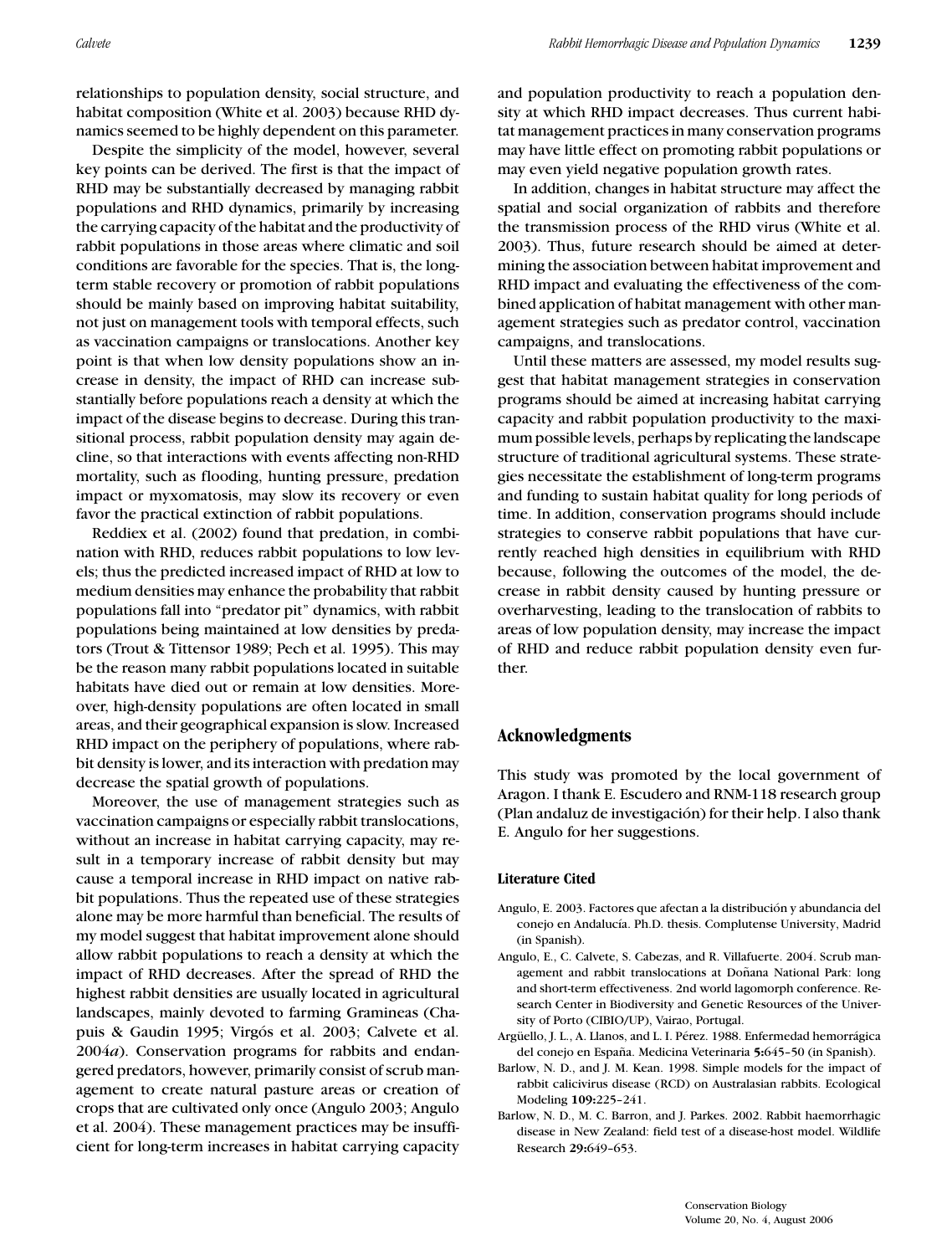relationships to population density, social structure, and habitat composition (White et al. 2003) because RHD dynamics seemed to be highly dependent on this parameter.

Despite the simplicity of the model, however, several key points can be derived. The first is that the impact of RHD may be substantially decreased by managing rabbit populations and RHD dynamics, primarily by increasing the carrying capacity of the habitat and the productivity of rabbit populations in those areas where climatic and soil conditions are favorable for the species. That is, the long-term stable recovery or promotion of rabbit populations should be mainly based on improving habitat suitability, not just on management tools with temporal effects, such as vaccination campaigns or translocations. Another key point is that when low density populations show an increase in density, the impact of RHD can increase substantially before populations reach a density at which the impact of the disease begins to decrease. During this transitional process, rabbit population density may again decline, so that interactions with events affecting non-RHD mortality, such as flooding, hunting pressure, predation impact or myxomatosis, may slow its recovery or even favor the practical extinction of rabbit populations.

Reddiex et al. (2002) found that predation, in combination with RHD, reduces rabbit populations to low levels; thus the predicted increased impact of RHD at low to medium densities may enhance the probability that rabbit populations fall into "predator pit" dynamics, with rabbit populations being maintained at low densities by predators (Trout & Tittensor 1989; Pech et al. 1995). This may be the reason many rabbit populations located in suitable habitats have died out or remain at low densities. Moreover, high-density populations are often located in small areas, and their geographical expansion is slow. Increased RHD impact on the periphery of populations, where rabbit density is lower, and its interaction with predation may decrease the spatial growth of populations.

Moreover, the use of management strategies such as vaccination campaigns or especially rabbit translocations, without an increase in habitat carrying capacity, may result in a temporary increase of rabbit density but may cause a temporal increase in RHD impact on native rabbit populations. Thus the repeated use of these strategies alone may be more harmful than beneficial. The results of my model suggest that habitat improvement alone should allow rabbit populations to reach a density at which the impact of RHD decreases. After the spread of RHD the highest rabbit densities are usually located in agricultural landscapes, mainly devoted to farming Gramineas (Chapuis & Gaudin 1995; Virgós et al. 2003; Calvete et al. 2004*a*). Conservation programs for rabbits and endangered predators, however, primarily consist of scrub management to create natural pasture areas or creation of crops that are cultivated only once (Angulo 2003; Angulo et al. 2004). These management practices may be insufficient for long-term increases in habitat carrying capacity and population productivity to reach a population density at which RHD impact decreases. Thus current habitat management practices in many conservation programs may have little effect on promoting rabbit populations or may even yield negative population growth rates.

In addition, changes in habitat structure may affect the spatial and social organization of rabbits and therefore the transmission process of the RHD virus (White et al. 2003). Thus, future research should be aimed at determining the association between habitat improvement and RHD impact and evaluating the effectiveness of the combined application of habitat management with other management strategies such as predator control, vaccination campaigns, and translocations.

Until these matters are assessed, my model results suggest that habitat management strategies in conservation programs should be aimed at increasing habitat carrying capacity and rabbit population productivity to the maximum possible levels, perhaps by replicating the landscape structure of traditional agricultural systems. These strategies necessitate the establishment of long-term programs and funding to sustain habitat quality for long periods of time. In addition, conservation programs should include strategies to conserve rabbit populations that have currently reached high densities in equilibrium with RHD because, following the outcomes of the model, the decrease in rabbit density caused by hunting pressure or overharvesting, leading to the translocation of rabbits to areas of low population density, may increase the impact of RHD and reduce rabbit population density even further.

## Acknowledgments

This study was promoted by the local government of Aragon. I thank E. Escudero and RNM-118 research group (Plan andaluz de investigación) for their help. I also thank E. Angulo for her suggestions.

### Literature Cited

Angulo, E. 2003. Factores que afectan a la distribución y abundancia del conejo en Andalucía. Ph.D. thesis. Complutense University, Madrid (in Spanish).

Angulo, E., C. Calvete, S. Cabezas, and R. Villafuerte. 2004. Scrub management and rabbit translocations at Doñana National Park: long and short-term effectiveness. 2nd world lagomorph conference. Research Center in Biodiversity and Genetic Resources of the University of Porto (CIBIO/UP), Vairao, Portugal.

Argüello, J. L., A. Llanos, and L. I. Pérez. 1988. Enfermedad hemorrágica del conejo en España. Medicina Veterinaria **5:**645–50 (in Spanish).

Barlow, N. D., and J. M. Kean. 1998. Simple models for the impact of rabbit calicivirus disease (RCD) on Australasian rabbits. Ecological Modeling **109:**225–241.

Barlow, N. D., M. C. Barron, and J. Parkes. 2002. Rabbit haemorrhagic disease in New Zealand: field test of a disease-host model. Wildlife Research **29:**649–653.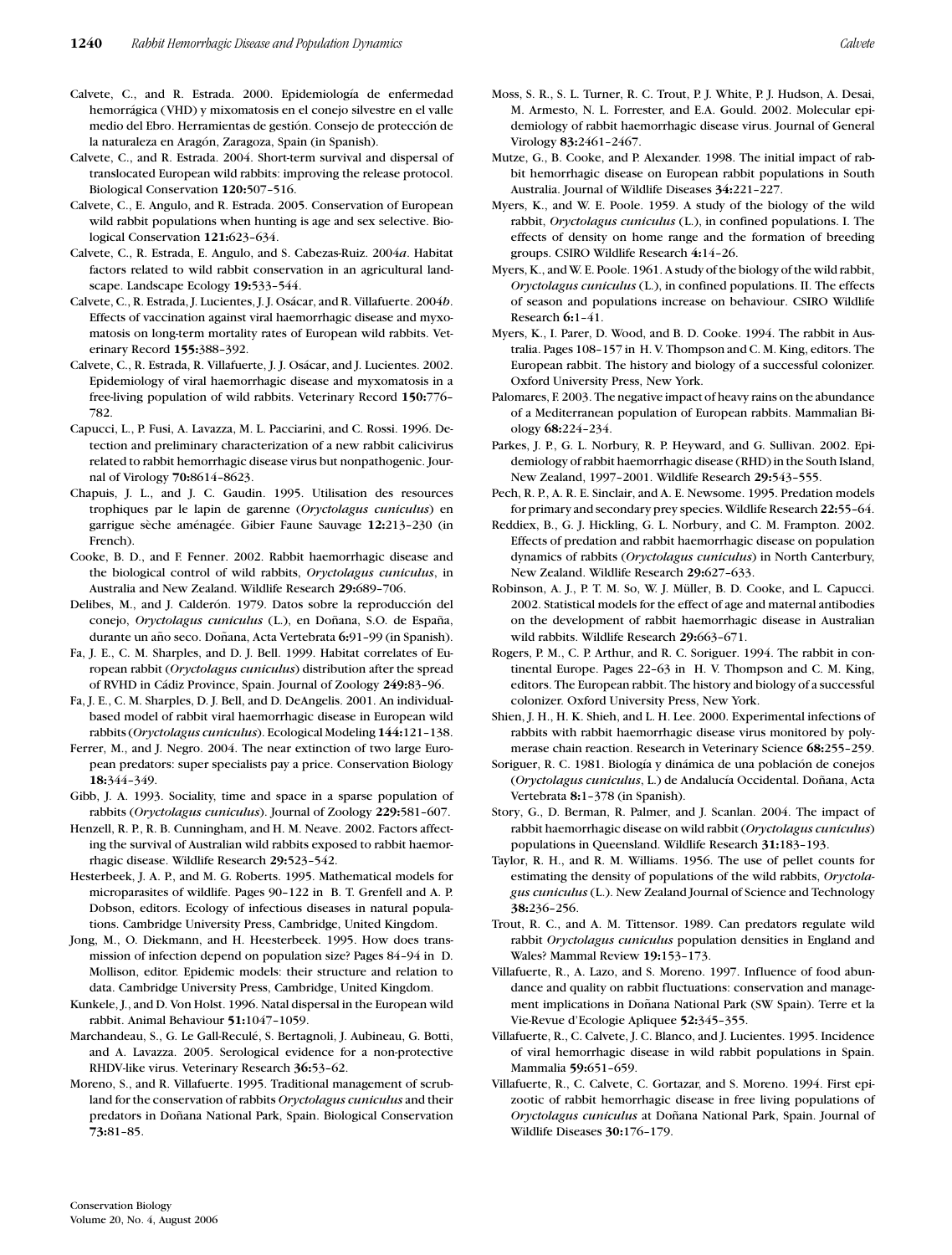Calvete, C., and R. Estrada. 2000. Epidemiología de enfermedad hemorrágica (VHD) y mixomatosis en el conejo silvestre en el valle medio del Ebro. Herramientas de gestión. Consejo de protección de la naturaleza en Aragón, Zaragoza, Spain (in Spanish).

Calvete, C., and R. Estrada. 2004. Short-term survival and dispersal of translocated European wild rabbits: improving the release protocol. Biological Conservation **120:**507–516.

Calvete, C., E. Angulo, and R. Estrada. 2005. Conservation of European wild rabbit populations when hunting is age and sex selective. Biological Conservation **121:**623–634.

Calvete, C., R. Estrada, E. Angulo, and S. Cabezas-Ruiz. 2004*a*. Habitat factors related to wild rabbit conservation in an agricultural landscape. Landscape Ecology **19:**533–544.

Calvete, C., R. Estrada, J. Lucientes, J. J. Osácar, and R. Villafuerte. 2004*b*. Effects of vaccination against viral haemorrhagic disease and myxomatosis on long-term mortality rates of European wild rabbits. Veterinary Record **155:**388–392.

Calvete, C., R. Estrada, R. Villafuerte, J. J. Osácar, and J. Lucientes. 2002. Epidemiology of viral haemorrhagic disease and myxomatosis in a free-living population of wild rabbits. Veterinary Record **150:**776–782.

Capucci, L., P. Fusi, A. Lavazza, M. L. Pacciarini, and C. Rossi. 1996. Detection and preliminary characterization of a new rabbit calicivirus related to rabbit hemorrhagic disease virus but nonpathogenic. Journal of Virology **70:**8614–8623.

Chapuis, J. L., and J. C. Gaudin. 1995. Utilisation des resources trophiques par le lapin de garenne (*Oryctolagus cuniculus*) en garrigue sèche aménagée. Gibier Faune Sauvage **12:**213–230 (in French).

Cooke, B. D., and F. Fenner. 2002. Rabbit haemorrhagic disease and the biological control of wild rabbits, *Oryctolagus cuniculus*, in Australia and New Zealand. Wildlife Research **29:**689–706.

Delibes, M., and J. Calderón. 1979. Datos sobre la reproducción del conejo, *Oryctolagus cuniculus* (L.), en Doñana, S.O. de España, durante un año seco. Doñana, Acta Vertebrata **6:**91–99 (in Spanish).

Fa, J. E., C. M. Sharples, and D. J. Bell. 1999. Habitat correlates of European rabbit (*Oryctolagus cuniculus*) distribution after the spread of RVHD in Cádiz Province, Spain. Journal of Zoology **249:**83–96.

Fa, J. E., C. M. Sharples, D. J. Bell, and D. DeAngelis. 2001. An individual-based model of rabbit viral haemorrhagic disease in European wild rabbits (*Oryctolagus cuniculus*). Ecological Modeling **144:**121–138.

Ferrer, M., and J. Negro. 2004. The near extinction of two large European predators: super specialists pay a price. Conservation Biology **18:**344–349.

Gibb, J. A. 1993. Sociality, time and space in a sparse population of rabbits (*Oryctolagus cuniculus*). Journal of Zoology **229:**581–607.

Henzell, R. P., R. B. Cunningham, and H. M. Neave. 2002. Factors affecting the survival of Australian wild rabbits exposed to rabbit haemorrhagic disease. Wildlife Research **29:**523–542.

Hesterbeek, J. A. P., and M. G. Roberts. 1995. Mathematical models for microparasites of wildlife. Pages 90–122 in B. T. Grenfell and A. P. Dobson, editors. Ecology of infectious diseases in natural populations. Cambridge University Press, Cambridge, United Kingdom.

Jong, M., O. Diekmann, and H. Heesterbeek. 1995. How does transmission of infection depend on population size? Pages 84–94 in D. Mollison, editor. Epidemic models: their structure and relation to data. Cambridge University Press, Cambridge, United Kingdom.

Kunkele, J., and D. Von Holst. 1996. Natal dispersal in the European wild rabbit. Animal Behaviour **51:**1047–1059.

Marchandeau, S., G. Le Gall-Reculé, S. Bertagnoli, J. Aubineau, G. Botti, and A. Lavazza. 2005. Serological evidence for a non-protective RHDV-like virus. Veterinary Research **36:**53–62.

Moreno, S., and R. Villafuerte. 1995. Traditional management of scrubland for the conservation of rabbits *Oryctolagus cuniculus* and their predators in Doñana National Park, Spain. Biological Conservation **73:**81–85.

Moss, S. R., S. L. Turner, R. C. Trout, P. J. White, P. J. Hudson, A. Desai, M. Armesto, N. L. Forrester, and E.A. Gould. 2002. Molecular epidemiology of rabbit haemorrhagic disease virus. Journal of General Virology **83:**2461–2467.

Mutze, G., B. Cooke, and P. Alexander. 1998. The initial impact of rabbit hemorrhagic disease on European rabbit populations in South Australia. Journal of Wildlife Diseases **34:**221–227.

Myers, K., and W. E. Poole. 1959. A study of the biology of the wild rabbit, *Oryctolagus cuniculus* (L.), in confined populations. I. The effects of density on home range and the formation of breeding groups. CSIRO Wildlife Research **4:**14–26.

Myers, K., and W. E. Poole. 1961. A study of the biology of the wild rabbit, *Oryctolagus cuniculus* (L.), in confined populations. II. The effects of season and populations increase on behaviour. CSIRO Wildlife Research **6:**1–41.

Myers, K., I. Parer, D. Wood, and B. D. Cooke. 1994. The rabbit in Australia. Pages 108–157 in H. V. Thompson and C. M. King, editors. The European rabbit. The history and biology of a successful colonizer. Oxford University Press, New York.

Palomares, F. 2003. The negative impact of heavy rains on the abundance of a Mediterranean population of European rabbits. Mammalian Biology **68:**224–234.

Parkes, J. P., G. L. Norbury, R. P. Heyward, and G. Sullivan. 2002. Epidemiology of rabbit haemorrhagic disease (RHD) in the South Island, New Zealand, 1997–2001. Wildlife Research **29:**543–555.

Pech, R. P., A. R. E. Sinclair, and A. E. Newsome. 1995. Predation models for primary and secondary prey species. Wildlife Research **22:**55–64.

Reddiex, B., G. J. Hickling, G. L. Norbury, and C. M. Frampton. 2002. Effects of predation and rabbit haemorrhagic disease on population dynamics of rabbits (*Oryctolagus cuniculus*) in North Canterbury, New Zealand. Wildlife Research **29:**627–633.

Robinson, A. J., P. T. M. So, W. J. Müller, B. D. Cooke, and L. Capucci. 2002. Statistical models for the effect of age and maternal antibodies on the development of rabbit haemorrhagic disease in Australian wild rabbits. Wildlife Research **29:**663–671.

Rogers, P. M., C. P. Arthur, and R. C. Soriguer. 1994. The rabbit in continental Europe. Pages 22–63 in H. V. Thompson and C. M. King, editors. The European rabbit. The history and biology of a successful colonizer. Oxford University Press, New York.

Shien, J. H., H. K. Shieh, and L. H. Lee. 2000. Experimental infections of rabbits with rabbit haemorrhagic disease virus monitored by polymerase chain reaction. Research in Veterinary Science **68:**255–259.

Soriguer, R. C. 1981. Biología y dinámica de una población de conejos (*Oryctolagus cuniculus*, L.) de Andalucía Occidental. Doñana, Acta Vertebrata **8:**1–378 (in Spanish).

Story, G., D. Berman, R. Palmer, and J. Scanlan. 2004. The impact of rabbit haemorrhagic disease on wild rabbit (*Oryctolagus cuniculus*) populations in Queensland. Wildlife Research **31:**183–193.

Taylor, R. H., and R. M. Williams. 1956. The use of pellet counts for estimating the density of populations of the wild rabbits, *Oryctolagus cuniculus* (L.). New Zealand Journal of Science and Technology **38:**236–256.

Trout, R. C., and A. M. Tittensor. 1989. Can predators regulate wild rabbit *Oryctolagus cuniculus* population densities in England and Wales? Mammal Review **19:**153–173.

Villafuerte, R., A. Lazo, and S. Moreno. 1997. Influence of food abundance and quality on rabbit fluctuations: conservation and management implications in Doñana National Park (SW Spain). Terre et la Vie-Revue d'Ecologie Apliquee **52:**345–355.

Villafuerte, R., C. Calvete, J. C. Blanco, and J. Lucientes. 1995. Incidence of viral hemorrhagic disease in wild rabbit populations in Spain. Mammalia **59:**651–659.

Villafuerte, R., C. Calvete, C. Gortazar, and S. Moreno. 1994. First epizootic of rabbit hemorrhagic disease in free living populations of *Oryctolagus cuniculus* at Doñana National Park, Spain. Journal of Wildlife Diseases **30:**176–179.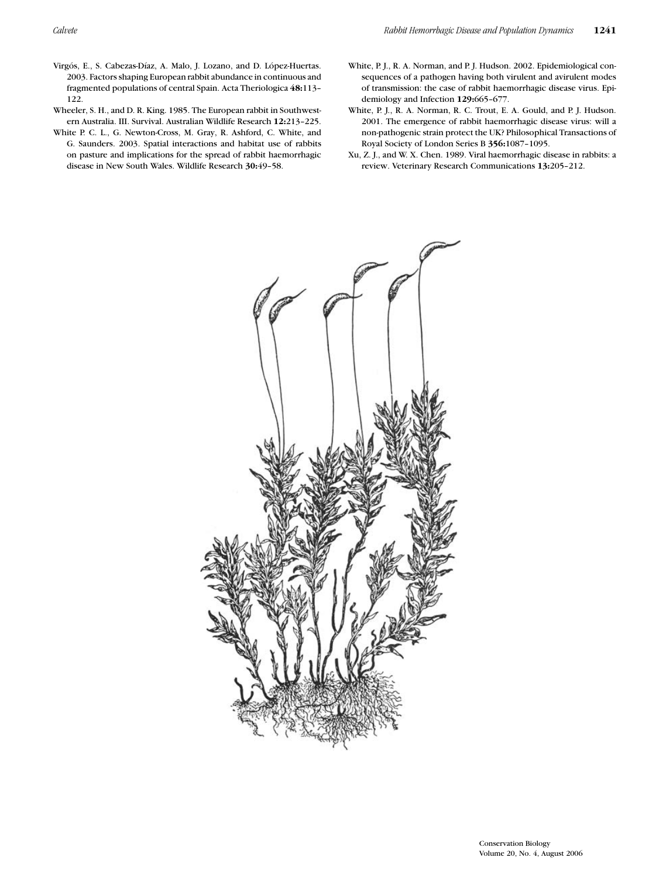Virgós, E., S. Cabezas-Díaz, A. Malo, J. Lozano, and D. López-Huertas. 2003. Factors shaping European rabbit abundance in continuous and fragmented populations of central Spain. Acta Theriologica **48:**113–122.

Wheeler, S. H., and D. R. King. 1985. The European rabbit in Southwestern Australia. III. Survival. Australian Wildlife Research **12:**213–225.

White P. C. L., G. Newton-Cross, M. Gray, R. Ashford, C. White, and G. Saunders. 2003. Spatial interactions and habitat use of rabbits on pasture and implications for the spread of rabbit haemorrhagic disease in New South Wales. Wildlife Research **30:**49–58.

White, P. J., R. A. Norman, and P. J. Hudson. 2002. Epidemiological consequences of a pathogen having both virulent and avirulent modes of transmission: the case of rabbit haemorrhagic disease virus. Epidemiology and Infection **129:**665–677.

White, P. J., R. A. Norman, R. C. Trout, E. A. Gould, and P. J. Hudson. 2001. The emergence of rabbit haemorrhagic disease virus: will a non-pathogenic strain protect the UK? Philosophical Transactions of Royal Society of London Series B **356:**1087–1095.

Xu, Z. J., and W. X. Chen. 1989. Viral haemorrhagic disease in rabbits: a review. Veterinary Research Communications **13:**205–212.